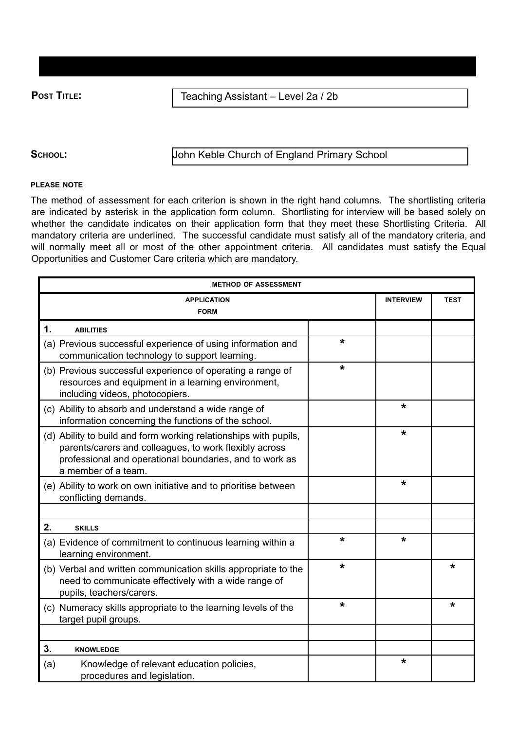**POST TITLE:** Teaching Assistant – Level 2a / 2b

**SCHOOL:** John Keble Church of England Primary School

**PLEASE NOTE**

The method of assessment for each criterion is shown in the right hand columns. The shortlisting criteria are indicated by asterisk in the application form column. Shortlisting for interview will be based solely on whether the candidate indicates on their application form that they meet these Shortlisting Criteria. All mandatory criteria are underlined. The successful candidate must satisfy all of the mandatory criteria, and will normally meet all or most of the other appointment criteria. All candidates must satisfy the Equal Opportunities and Customer Care criteria which are mandatory.

| METHOD OF ASSESSMENT | | | |
|---|---|---|---|
| | APPLICATION FORM | INTERVIEW | TEST |
| **1. ABILITIES** | | | |
| (a) Previous successful experience of using information and communication technology to support learning. | * | | |
| (b) Previous successful experience of operating a range of resources and equipment in a learning environment, including videos, photocopiers. | * | | |
| (c) Ability to absorb and understand a wide range of information concerning the functions of the school. | | * | |
| (d) Ability to build and form working relationships with pupils, parents/carers and colleagues, to work flexibly across professional and operational boundaries, and to work as a member of a team. | | * | |
| (e) Ability to work on own initiative and to prioritise between conflicting demands. | | * | |
| | | | |
| **2. SKILLS** | | | |
| (a) Evidence of commitment to continuous learning within a learning environment. | * | * | |
| (b) Verbal and written communication skills appropriate to the need to communicate effectively with a wide range of pupils, teachers/carers. | * | | * |
| (c) Numeracy skills appropriate to the learning levels of the target pupil groups. | * | | * |
| | | | |
| **3. KNOWLEDGE** | | | |
| (a) Knowledge of relevant education policies, procedures and legislation. | | * | |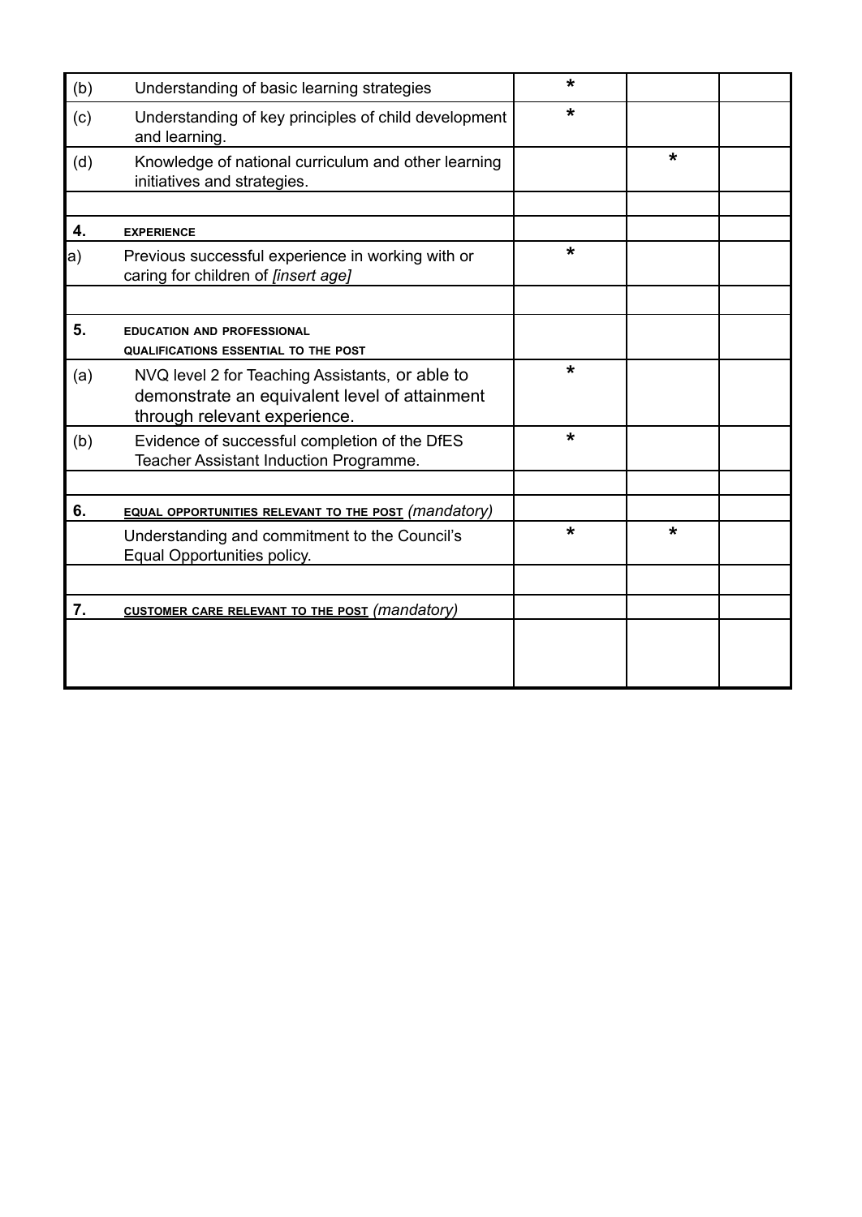| | | | | |
|---|---|---|---|---|
| (b) | Understanding of basic learning strategies | * | | |
| (c) | Understanding of key principles of child development and learning. | * | | |
| (d) | Knowledge of national curriculum and other learning initiatives and strategies. | | * | |
| | | | | |
| **4.** | **EXPERIENCE** | | | |
| a) | Previous successful experience in working with or caring for children of *[insert age]* | * | | |
| | | | | |
| **5.** | **EDUCATION AND PROFESSIONAL QUALIFICATIONS ESSENTIAL TO THE POST** | | | |
| (a) | NVQ level 2 for Teaching Assistants, or able to demonstrate an equivalent level of attainment through relevant experience. | * | | |
| (b) | Evidence of successful completion of the DfES Teacher Assistant Induction Programme. | * | | |
| | | | | |
| **6.** | **EQUAL OPPORTUNITIES RELEVANT TO THE POST** *(mandatory)* | | | |
| | Understanding and commitment to the Council's Equal Opportunities policy. | * | * | |
| | | | | |
| **7.** | **CUSTOMER CARE RELEVANT TO THE POST** *(mandatory)* | | | |
| | | | | |